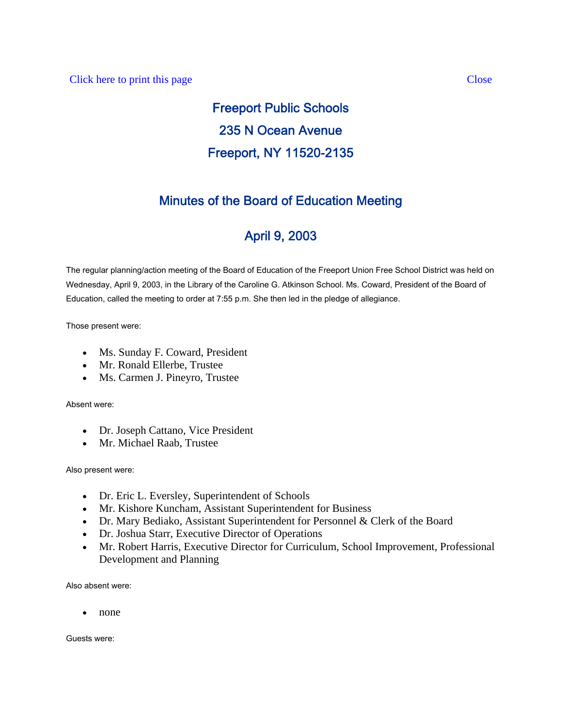Click here to print this page Close

# Freeport Public Schools

## 235 N Ocean Avenue

## Freeport, NY 11520-2135

## Minutes of the Board of Education Meeting

## April 9, 2003

The regular planning/action meeting of the Board of Education of the Freeport Union Free School District was held on Wednesday, April 9, 2003, in the Library of the Caroline G. Atkinson School. Ms. Coward, President of the Board of Education, called the meeting to order at 7:55 p.m. She then led in the pledge of allegiance.

Those present were:

- Ms. Sunday F. Coward, President
- Mr. Ronald Ellerbe, Trustee
- Ms. Carmen J. Pineyro, Trustee

Absent were:

- Dr. Joseph Cattano, Vice President
- Mr. Michael Raab, Trustee

Also present were:

- Dr. Eric L. Eversley, Superintendent of Schools
- Mr. Kishore Kuncham, Assistant Superintendent for Business
- Dr. Mary Bediako, Assistant Superintendent for Personnel & Clerk of the Board
- Dr. Joshua Starr, Executive Director of Operations
- Mr. Robert Harris, Executive Director for Curriculum, School Improvement, Professional Development and Planning

Also absent were:

- none

Guests were: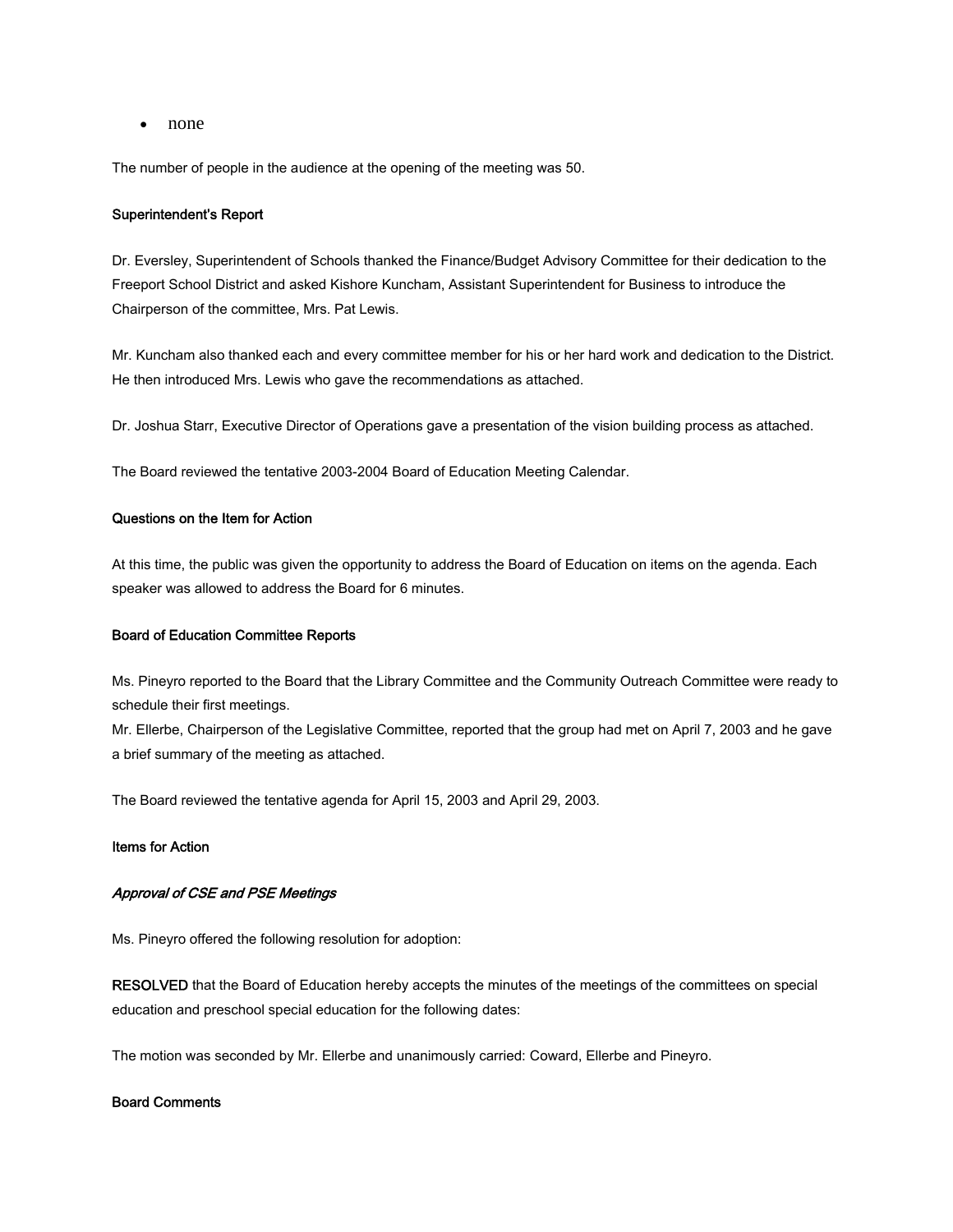- none

The number of people in the audience at the opening of the meeting was 50.

**Superintendent's Report**

Dr. Eversley, Superintendent of Schools thanked the Finance/Budget Advisory Committee for their dedication to the Freeport School District and asked Kishore Kuncham, Assistant Superintendent for Business to introduce the Chairperson of the committee, Mrs. Pat Lewis.

Mr. Kuncham also thanked each and every committee member for his or her hard work and dedication to the District. He then introduced Mrs. Lewis who gave the recommendations as attached.

Dr. Joshua Starr, Executive Director of Operations gave a presentation of the vision building process as attached.

The Board reviewed the tentative 2003-2004 Board of Education Meeting Calendar.

**Questions on the Item for Action**

At this time, the public was given the opportunity to address the Board of Education on items on the agenda. Each speaker was allowed to address the Board for 6 minutes.

**Board of Education Committee Reports**

Ms. Pineyro reported to the Board that the Library Committee and the Community Outreach Committee were ready to schedule their first meetings.
Mr. Ellerbe, Chairperson of the Legislative Committee, reported that the group had met on April 7, 2003 and he gave a brief summary of the meeting as attached.

The Board reviewed the tentative agenda for April 15, 2003 and April 29, 2003.

**Items for Action**

***Approval of CSE and PSE Meetings***

Ms. Pineyro offered the following resolution for adoption:

**RESOLVED** that the Board of Education hereby accepts the minutes of the meetings of the committees on special education and preschool special education for the following dates:

The motion was seconded by Mr. Ellerbe and unanimously carried: Coward, Ellerbe and Pineyro.

**Board Comments**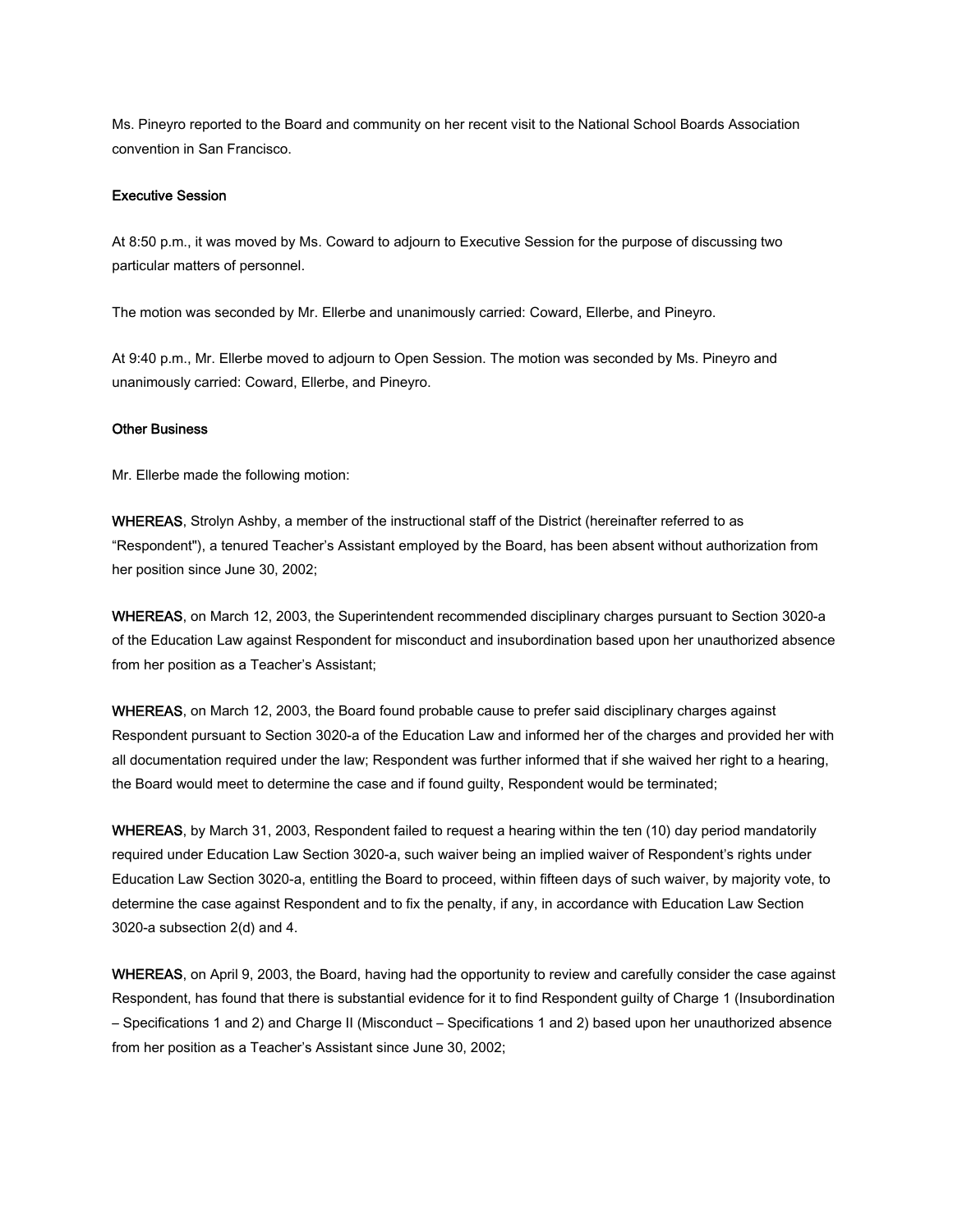Ms. Pineyro reported to the Board and community on her recent visit to the National School Boards Association convention in San Francisco.

**Executive Session**

At 8:50 p.m., it was moved by Ms. Coward to adjourn to Executive Session for the purpose of discussing two particular matters of personnel.

The motion was seconded by Mr. Ellerbe and unanimously carried: Coward, Ellerbe, and Pineyro.

At 9:40 p.m., Mr. Ellerbe moved to adjourn to Open Session. The motion was seconded by Ms. Pineyro and unanimously carried: Coward, Ellerbe, and Pineyro.

**Other Business**

Mr. Ellerbe made the following motion:

**WHEREAS**, Strolyn Ashby, a member of the instructional staff of the District (hereinafter referred to as "Respondent"), a tenured Teacher's Assistant employed by the Board, has been absent without authorization from her position since June 30, 2002;

**WHEREAS**, on March 12, 2003, the Superintendent recommended disciplinary charges pursuant to Section 3020-a of the Education Law against Respondent for misconduct and insubordination based upon her unauthorized absence from her position as a Teacher's Assistant;

**WHEREAS**, on March 12, 2003, the Board found probable cause to prefer said disciplinary charges against Respondent pursuant to Section 3020-a of the Education Law and informed her of the charges and provided her with all documentation required under the law; Respondent was further informed that if she waived her right to a hearing, the Board would meet to determine the case and if found guilty, Respondent would be terminated;

**WHEREAS**, by March 31, 2003, Respondent failed to request a hearing within the ten (10) day period mandatorily required under Education Law Section 3020-a, such waiver being an implied waiver of Respondent's rights under Education Law Section 3020-a, entitling the Board to proceed, within fifteen days of such waiver, by majority vote, to determine the case against Respondent and to fix the penalty, if any, in accordance with Education Law Section 3020-a subsection 2(d) and 4.

**WHEREAS**, on April 9, 2003, the Board, having had the opportunity to review and carefully consider the case against Respondent, has found that there is substantial evidence for it to find Respondent guilty of Charge 1 (Insubordination – Specifications 1 and 2) and Charge II (Misconduct – Specifications 1 and 2) based upon her unauthorized absence from her position as a Teacher's Assistant since June 30, 2002;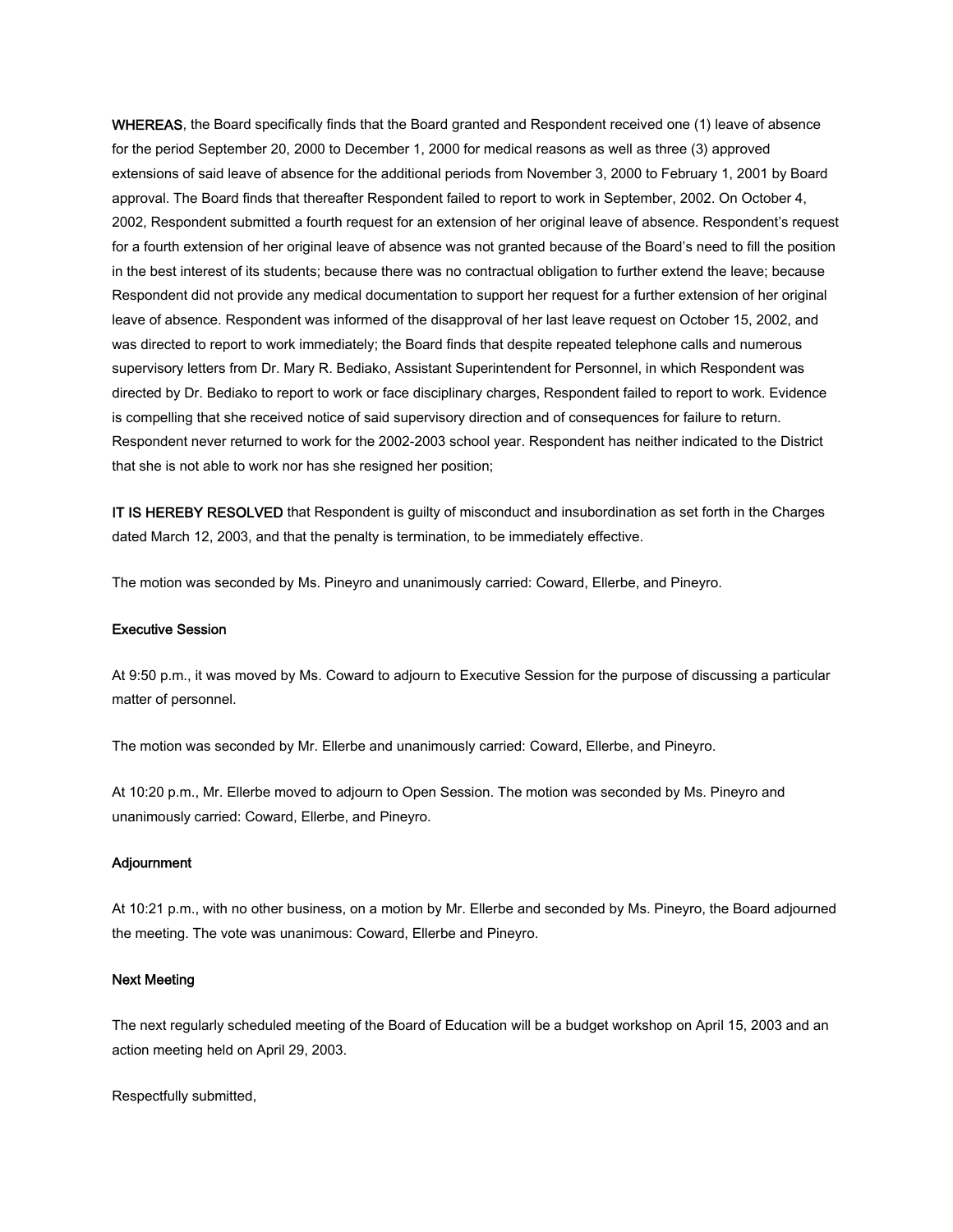**WHEREAS**, the Board specifically finds that the Board granted and Respondent received one (1) leave of absence for the period September 20, 2000 to December 1, 2000 for medical reasons as well as three (3) approved extensions of said leave of absence for the additional periods from November 3, 2000 to February 1, 2001 by Board approval. The Board finds that thereafter Respondent failed to report to work in September, 2002. On October 4, 2002, Respondent submitted a fourth request for an extension of her original leave of absence. Respondent's request for a fourth extension of her original leave of absence was not granted because of the Board's need to fill the position in the best interest of its students; because there was no contractual obligation to further extend the leave; because Respondent did not provide any medical documentation to support her request for a further extension of her original leave of absence. Respondent was informed of the disapproval of her last leave request on October 15, 2002, and was directed to report to work immediately; the Board finds that despite repeated telephone calls and numerous supervisory letters from Dr. Mary R. Bediako, Assistant Superintendent for Personnel, in which Respondent was directed by Dr. Bediako to report to work or face disciplinary charges, Respondent failed to report to work. Evidence is compelling that she received notice of said supervisory direction and of consequences for failure to return. Respondent never returned to work for the 2002-2003 school year. Respondent has neither indicated to the District that she is not able to work nor has she resigned her position;

**IT IS HEREBY RESOLVED** that Respondent is guilty of misconduct and insubordination as set forth in the Charges dated March 12, 2003, and that the penalty is termination, to be immediately effective.

The motion was seconded by Ms. Pineyro and unanimously carried: Coward, Ellerbe, and Pineyro.

### Executive Session

At 9:50 p.m., it was moved by Ms. Coward to adjourn to Executive Session for the purpose of discussing a particular matter of personnel.

The motion was seconded by Mr. Ellerbe and unanimously carried: Coward, Ellerbe, and Pineyro.

At 10:20 p.m., Mr. Ellerbe moved to adjourn to Open Session. The motion was seconded by Ms. Pineyro and unanimously carried: Coward, Ellerbe, and Pineyro.

### Adjournment

At 10:21 p.m., with no other business, on a motion by Mr. Ellerbe and seconded by Ms. Pineyro, the Board adjourned the meeting. The vote was unanimous: Coward, Ellerbe and Pineyro.

### Next Meeting

The next regularly scheduled meeting of the Board of Education will be a budget workshop on April 15, 2003 and an action meeting held on April 29, 2003.

Respectfully submitted,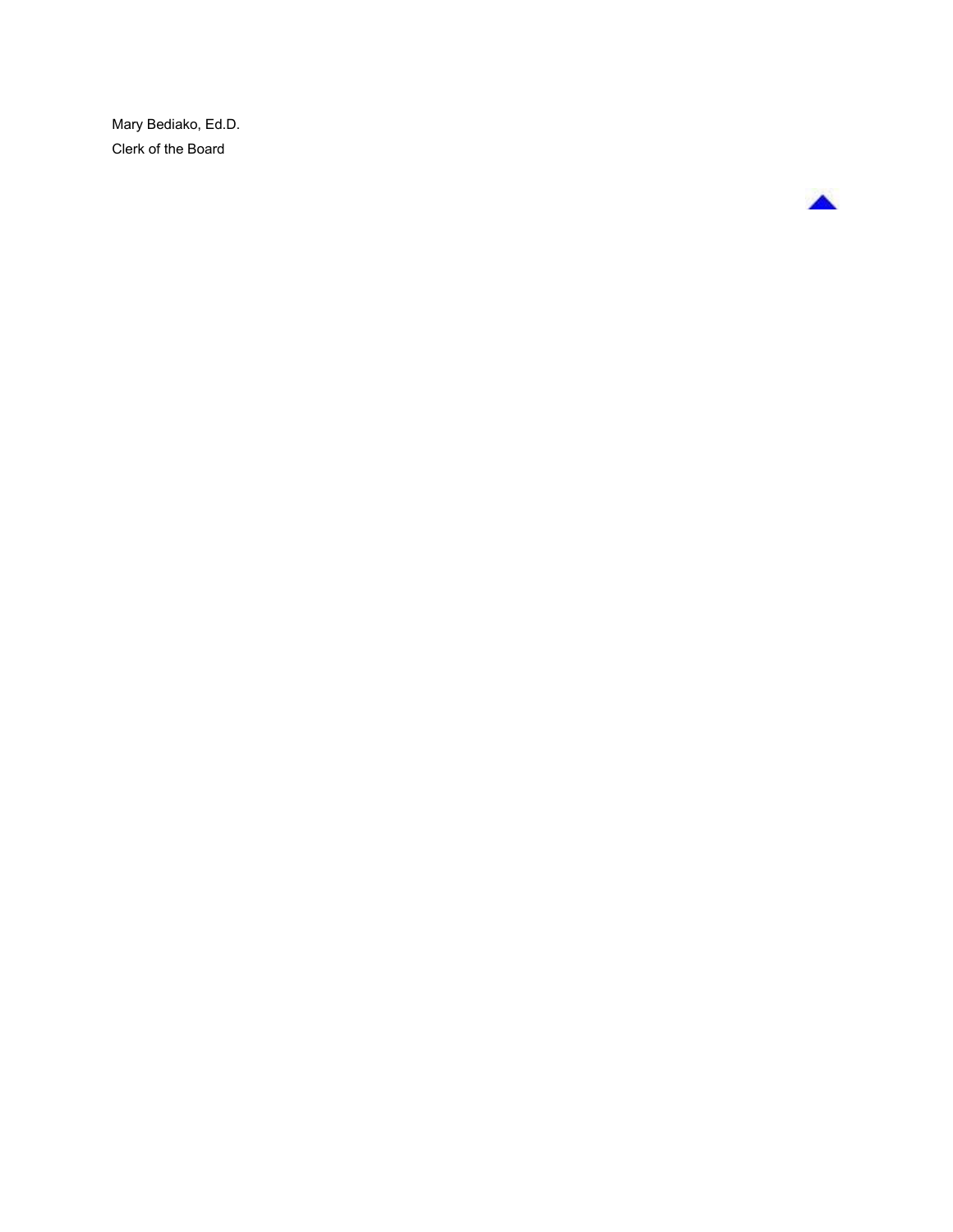Mary Bediako, Ed.D.
Clerk of the Board